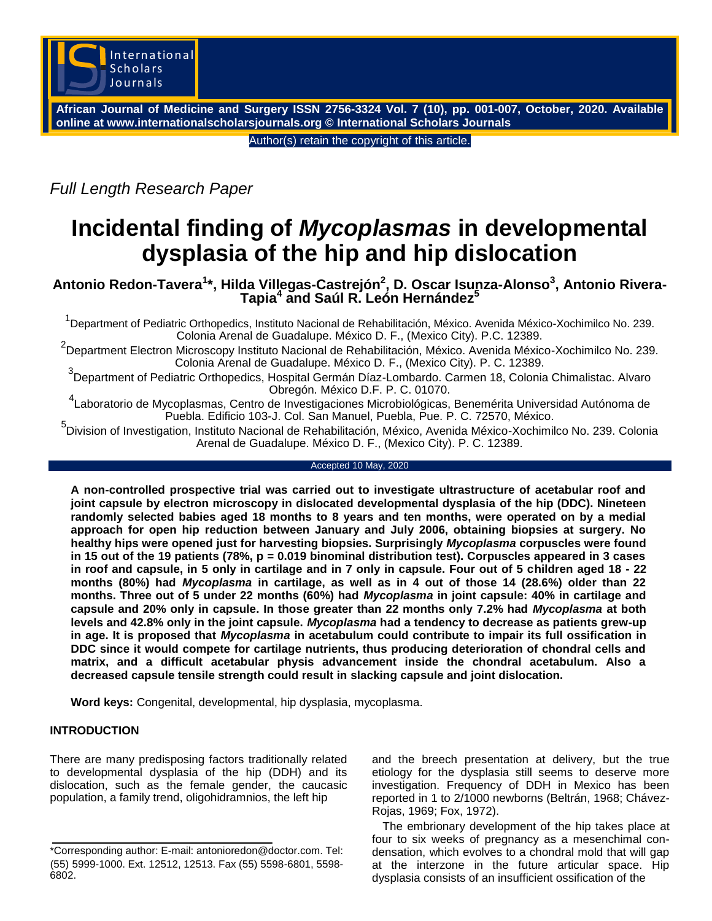*Full Length Research Paper*

# Incidental finding of *Mycoplasmas* in developmental dysplasia of the hip and hip dislocation

**Antonio Redon-Tavera[1]*, Hilda Villegas-Castrejón[2], D. Oscar Isunza-Alonso[3], Antonio Rivera-Tapia[4] and Saúl R. León Hernández[5]**

[1]Department of Pediatric Orthopedics, Instituto Nacional de Rehabilitación, México. Avenida México-Xochimilco No. 239. Colonia Arenal de Guadalupe. México D. F., (Mexico City). P.C. 12389.

[2]Department Electron Microscopy Instituto Nacional de Rehabilitación, México. Avenida México-Xochimilco No. 239. Colonia Arenal de Guadalupe. México D. F., (Mexico City). P. C. 12389.

[3]Department of Pediatric Orthopedics, Hospital Germán Díaz-Lombardo. Carmen 18, Colonia Chimalistac. Alvaro Obregón. México D.F. P. C. 01070.

[4]Laboratorio de Mycoplasmas, Centro de Investigaciones Microbiológicas, Benemérita Universidad Autónoma de Puebla. Edificio 103-J. Col. San Manuel, Puebla, Pue. P. C. 72570, México.

[5]Division of Investigation, Instituto Nacional de Rehabilitación, México, Avenida México-Xochimilco No. 239. Colonia Arenal de Guadalupe. México D. F., (Mexico City). P. C. 12389.

Accepted 10 May, 2020

**A non-controlled prospective trial was carried out to investigate ultrastructure of acetabular roof and joint capsule by electron microscopy in dislocated developmental dysplasia of the hip (DDC). Nineteen randomly selected babies aged 18 months to 8 years and ten months, were operated on by a medial approach for open hip reduction between January and July 2006, obtaining biopsies at surgery. No healthy hips were opened just for harvesting biopsies. Surprisingly *Mycoplasma* corpuscles were found in 15 out of the 19 patients (78%, p = 0.019 binominal distribution test). Corpuscles appeared in 3 cases in roof and capsule, in 5 only in cartilage and in 7 only in capsule. Four out of 5 children aged 18 - 22 months (80%) had *Mycoplasma* in cartilage, as well as in 4 out of those 14 (28.6%) older than 22 months. Three out of 5 under 22 months (60%) had *Mycoplasma* in joint capsule: 40% in cartilage and capsule and 20% only in capsule. In those greater than 22 months only 7.2% had *Mycoplasma* at both levels and 42.8% only in the joint capsule. *Mycoplasma* had a tendency to decrease as patients grew-up in age. It is proposed that *Mycoplasma* in acetabulum could contribute to impair its full ossification in DDC since it would compete for cartilage nutrients, thus producing deterioration of chondral cells and matrix, and a difficult acetabular physis advancement inside the chondral acetabulum. Also a decreased capsule tensile strength could result in slacking capsule and joint dislocation.**

**Word keys:** Congenital, developmental, hip dysplasia, mycoplasma.

## INTRODUCTION

There are many predisposing factors traditionally related to developmental dysplasia of the hip (DDH) and its dislocation, such as the female gender, the caucasic population, a family trend, oligohidramnios, the left hip and the breech presentation at delivery, but the true etiology for the dysplasia still seems to deserve more investigation. Frequency of DDH in Mexico has been reported in 1 to 2/1000 newborns (Beltrán, 1968; Chávez-Rojas, 1969; Fox, 1972).

The embrionary development of the hip takes place at four to six weeks of pregnancy as a mesenchimal condensation, which evolves to a chondral mold that will gap at the interzone in the future articular space. Hip dysplasia consists of an insufficient ossification of the

*Corresponding author: E-mail: antonioredon@doctor.com. Tel: (55) 5999-1000. Ext. 12512, 12513. Fax (55) 5598-6801, 5598-6802.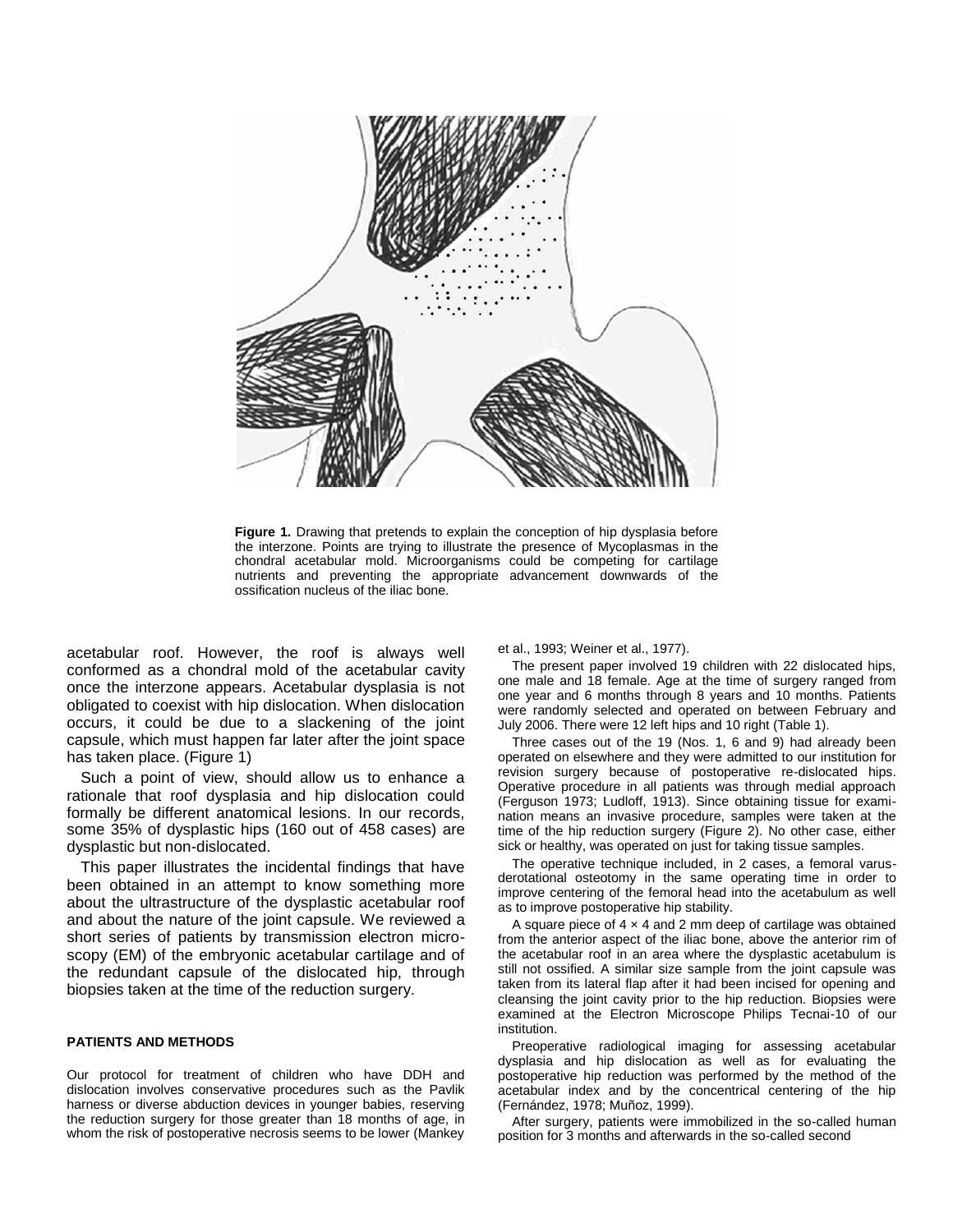Figure 1. Drawing that pretends to explain the conception of hip dysplasia before the interzone. Points are trying to illustrate the presence of Mycoplasmas in the chondral acetabular mold. Microorganisms could be competing for cartilage nutrients and preventing the appropriate advancement downwards of the ossification nucleus of the iliac bone.

acetabular roof. However, the roof is always well conformed as a chondral mold of the acetabular cavity once the interzone appears. Acetabular dysplasia is not obligated to coexist with hip dislocation. When dislocation occurs, it could be due to a slackening of the joint capsule, which must happen far later after the joint space has taken place. (Figure 1)

Such a point of view, should allow us to enhance a rationale that roof dysplasia and hip dislocation could formally be different anatomical lesions. In our records, some 35% of dysplastic hips (160 out of 458 cases) are dysplastic but non-dislocated.

This paper illustrates the incidental findings that have been obtained in an attempt to know something more about the ultrastructure of the dysplastic acetabular roof and about the nature of the joint capsule. We reviewed a short series of patients by transmission electron microscopy (EM) of the embryonic acetabular cartilage and of the redundant capsule of the dislocated hip, through biopsies taken at the time of the reduction surgery.

## PATIENTS AND METHODS

Our protocol for treatment of children who have DDH and dislocation involves conservative procedures such as the Pavlik harness or diverse abduction devices in younger babies, reserving the reduction surgery for those greater than 18 months of age, in whom the risk of postoperative necrosis seems to be lower (Mankey et al., 1993; Weiner et al., 1977).

The present paper involved 19 children with 22 dislocated hips, one male and 18 female. Age at the time of surgery ranged from one year and 6 months through 8 years and 10 months. Patients were randomly selected and operated on between February and July 2006. There were 12 left hips and 10 right (Table 1).

Three cases out of the 19 (Nos. 1, 6 and 9) had already been operated on elsewhere and they were admitted to our institution for revision surgery because of postoperative re-dislocated hips. Operative procedure in all patients was through medial approach (Ferguson 1973; Ludloff, 1913). Since obtaining tissue for examination means an invasive procedure, samples were taken at the time of the hip reduction surgery (Figure 2). No other case, either sick or healthy, was operated on just for taking tissue samples.

The operative technique included, in 2 cases, a femoral varus-derotational osteotomy in the same operating time in order to improve centering of the femoral head into the acetabulum as well as to improve postoperative hip stability.

A square piece of 4 × 4 and 2 mm deep of cartilage was obtained from the anterior aspect of the iliac bone, above the anterior rim of the acetabular roof in an area where the dysplastic acetabulum is still not ossified. A similar size sample from the joint capsule was taken from its lateral flap after it had been incised for opening and cleansing the joint cavity prior to the hip reduction. Biopsies were examined at the Electron Microscope Philips Tecnai-10 of our institution.

Preoperative radiological imaging for assessing acetabular dysplasia and hip dislocation as well as for evaluating the postoperative hip reduction was performed by the method of the acetabular index and by the concentrical centering of the hip (Fernández, 1978; Muñoz, 1999).

After surgery, patients were immobilized in the so-called human position for 3 months and afterwards in the so-called second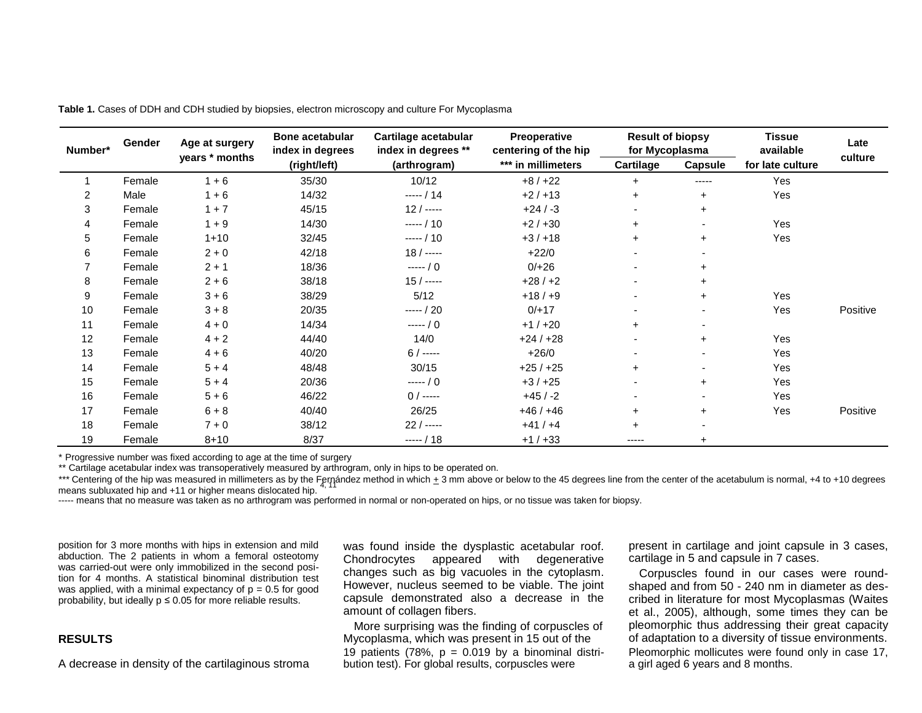**Table 1.** Cases of DDH and CDH studied by biopsies, electron microscopy and culture For Mycoplasma

| Number* | Gender | Age at surgery years * months | Bone acetabular index in degrees (right/left) | Cartilage acetabular index in degrees ** (arthrogram) | Preoperative centering of the hip *** in millimeters | Result of biopsy for Mycoplasma | | Tissue available for late culture | Late culture |
|---|---|---|---|---|---|---|---|---|---|
| | | | | | | Cartilage | Capsule | | |
| 1 | Female | 1 + 6 | 35/30 | 10/12 | +8 / +22 | + | ----- | Yes | |
| 2 | Male | 1 + 6 | 14/32 | ----- / 14 | +2 / +13 | + | + | Yes | |
| 3 | Female | 1 + 7 | 45/15 | 12 / ----- | +24 / -3 | - | + | | |
| 4 | Female | 1 + 9 | 14/30 | ----- / 10 | +2 / +30 | + | - | Yes | |
| 5 | Female | 1+10 | 32/45 | ----- / 10 | +3 / +18 | + | + | Yes | |
| 6 | Female | 2 + 0 | 42/18 | 18 / ----- | +22/0 | - | - | | |
| 7 | Female | 2 + 1 | 18/36 | ----- / 0 | 0/+26 | - | + | | |
| 8 | Female | 2 + 6 | 38/18 | 15 / ----- | +28 / +2 | - | + | | |
| 9 | Female | 3 + 6 | 38/29 | 5/12 | +18 / +9 | - | + | Yes | |
| 10 | Female | 3 + 8 | 20/35 | ----- / 20 | 0/+17 | - | - | Yes | Positive |
| 11 | Female | 4 + 0 | 14/34 | ----- / 0 | +1 / +20 | + | - | | |
| 12 | Female | 4 + 2 | 44/40 | 14/0 | +24 / +28 | - | + | Yes | |
| 13 | Female | 4 + 6 | 40/20 | 6 / ----- | +26/0 | - | - | Yes | |
| 14 | Female | 5 + 4 | 48/48 | 30/15 | +25 / +25 | + | - | Yes | |
| 15 | Female | 5 + 4 | 20/36 | ----- / 0 | +3 / +25 | - | + | Yes | |
| 16 | Female | 5 + 6 | 46/22 | 0 / ----- | +45 / -2 | - | - | Yes | |
| 17 | Female | 6 + 8 | 40/40 | 26/25 | +46 / +46 | + | + | Yes | Positive |
| 18 | Female | 7 + 0 | 38/12 | 22 / ----- | +41 / +4 | + | - | | |
| 19 | Female | 8+10 | 8/37 | ----- / 18 | +1 / +33 | ----- | + | | |

\* Progressive number was fixed according to age at the time of surgery

\*\* Cartilage acetabular index was transoperatively measured by arthrogram, only in hips to be operated on.

\*\*\* Centering of the hip was measured in millimeters as by the Fernández method in which ± 3 mm above or below to the 45 degrees line from the center of the acetabulum is normal, +4 to +10 degrees means subluxated hip and +11 or higher means dislocated hip.[4, 11]

----- means that no measure was taken as no arthrogram was performed in normal or non-operated on hips, or no tissue was taken for biopsy.

position for 3 more months with hips in extension and mild abduction. The 2 patients in whom a femoral osteotomy was carried-out were only immobilized in the second position for 4 months. A statistical binominal distribution test was applied, with a minimal expectancy of $p = 0.5$ for good probability, but ideally $p \leq 0.05$ for more reliable results.

## RESULTS

A decrease in density of the cartilaginous stroma was found inside the dysplastic acetabular roof. Chondrocytes appeared with degenerative changes such as big vacuoles in the cytoplasm. However, nucleus seemed to be viable. The joint capsule demonstrated also a decrease in the amount of collagen fibers.

More surprising was the finding of corpuscles of Mycoplasma, which was present in 15 out of the 19 patients (78%, $p = 0.019$ by a binominal distribution test). For global results, corpuscles were present in cartilage and joint capsule in 3 cases, cartilage in 5 and capsule in 7 cases.

Corpuscles found in our cases were round-shaped and from 50 - 240 nm in diameter as described in literature for most Mycoplasmas (Waites et al., 2005), although, some times they can be pleomorphic thus addressing their great capacity of adaptation to a diversity of tissue environments. Pleomorphic mollicutes were found only in case 17, a girl aged 6 years and 8 months.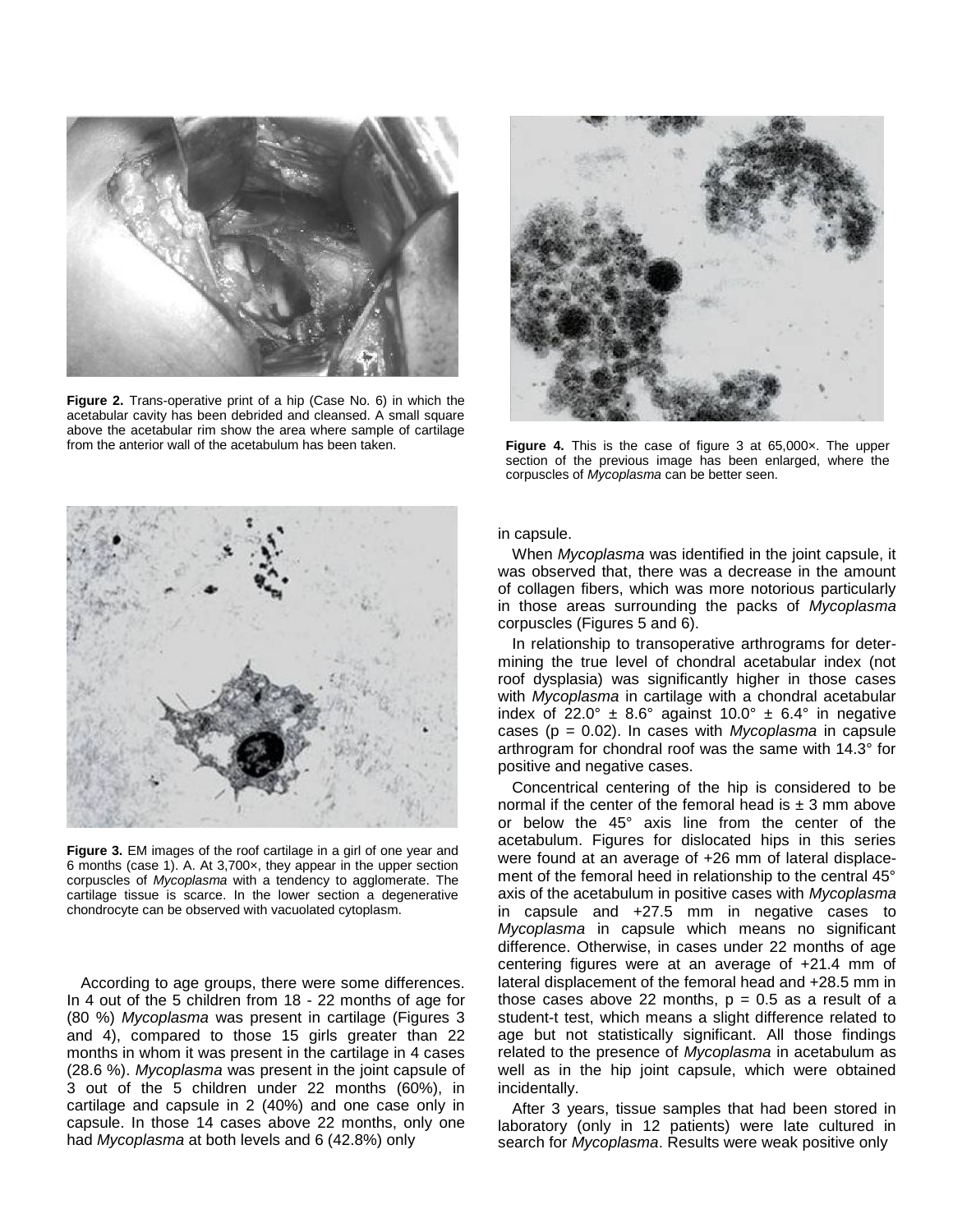Figure 2. Trans-operative print of a hip (Case No. 6) in which the acetabular cavity has been debrided and cleansed. A small square above the acetabular rim show the area where sample of cartilage from the anterior wall of the acetabulum has been taken.

Figure 3. EM images of the roof cartilage in a girl of one year and 6 months (case 1). A. At 3,700×, they appear in the upper section corpuscles of *Mycoplasma* with a tendency to agglomerate. The cartilage tissue is scarce. In the lower section a degenerative chondrocyte can be observed with vacuolated cytoplasm.

Figure 4. This is the case of figure 3 at 65,000×. The upper section of the previous image has been enlarged, where the corpuscles of *Mycoplasma* can be better seen.

According to age groups, there were some differences. In 4 out of the 5 children from 18 - 22 months of age for (80 %) *Mycoplasma* was present in cartilage (Figures 3 and 4), compared to those 15 girls greater than 22 months in whom it was present in the cartilage in 4 cases (28.6 %). *Mycoplasma* was present in the joint capsule of 3 out of the 5 children under 22 months (60%), in cartilage and capsule in 2 (40%) and one case only in capsule. In those 14 cases above 22 months, only one had *Mycoplasma* at both levels and 6 (42.8%) only in capsule.

When *Mycoplasma* was identified in the joint capsule, it was observed that, there was a decrease in the amount of collagen fibers, which was more notorious particularly in those areas surrounding the packs of *Mycoplasma* corpuscles (Figures 5 and 6).

In relationship to transoperative arthrograms for determining the true level of chondral acetabular index (not roof dysplasia) was significantly higher in those cases with *Mycoplasma* in cartilage with a chondral acetabular index of 22.0° ± 8.6° against 10.0° ± 6.4° in negative cases (p = 0.02). In cases with *Mycoplasma* in capsule arthrogram for chondral roof was the same with 14.3° for positive and negative cases.

Concentrical centering of the hip is considered to be normal if the center of the femoral head is ± 3 mm above or below the 45° axis line from the center of the acetabulum. Figures for dislocated hips in this series were found at an average of +26 mm of lateral displacement of the femoral heed in relationship to the central 45° axis of the acetabulum in positive cases with *Mycoplasma* in capsule and +27.5 mm in negative cases to *Mycoplasma* in capsule which means no significant difference. Otherwise, in cases under 22 months of age centering figures were at an average of +21.4 mm of lateral displacement of the femoral head and +28.5 mm in those cases above 22 months, p = 0.5 as a result of a student-t test, which means a slight difference related to age but not statistically significant. All those findings related to the presence of *Mycoplasma* in acetabulum as well as in the hip joint capsule, which were obtained incidentally.

After 3 years, tissue samples that had been stored in laboratory (only in 12 patients) were late cultured in search for *Mycoplasma*. Results were weak positive only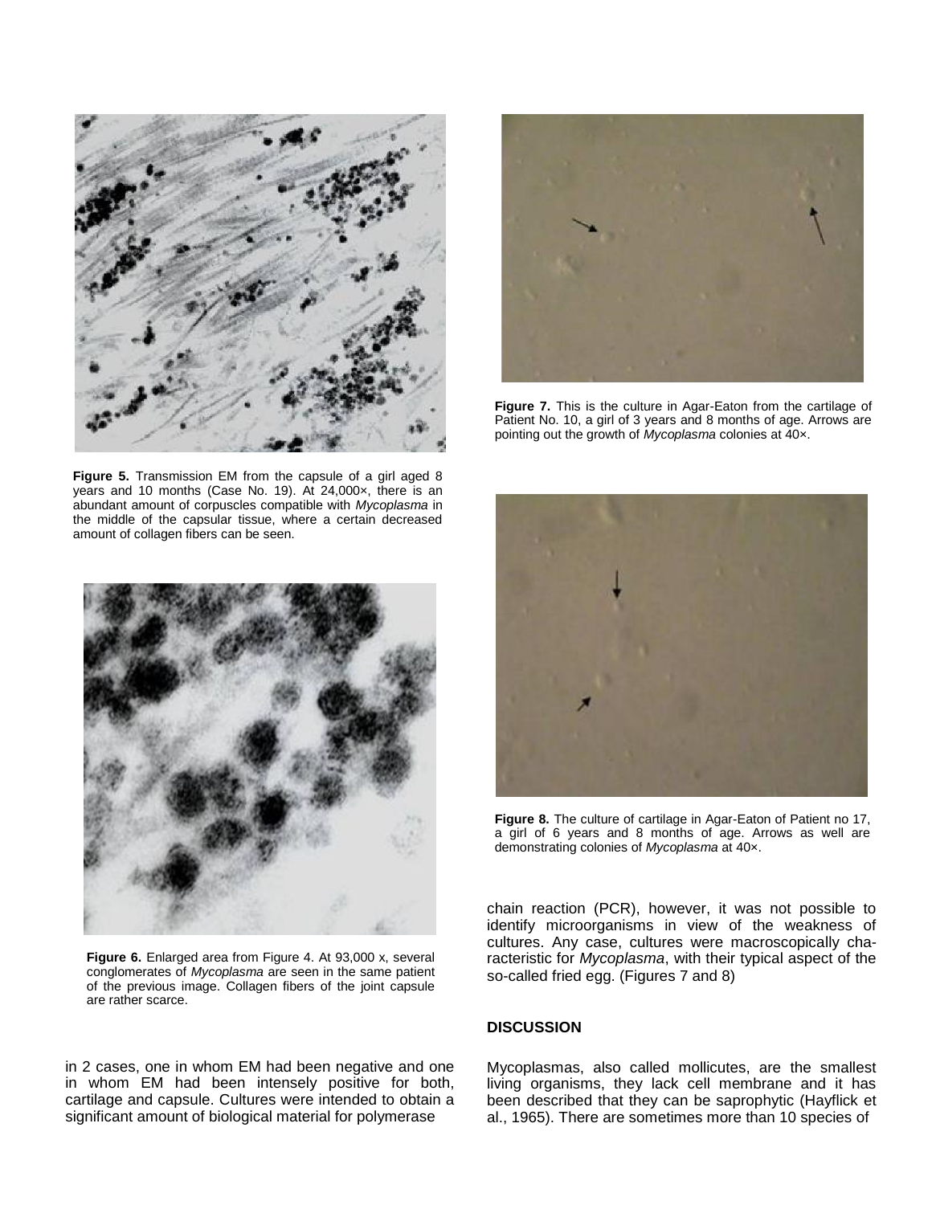Figure 5. Transmission EM from the capsule of a girl aged 8 years and 10 months (Case No. 19). At 24,000×, there is an abundant amount of corpuscles compatible with *Mycoplasma* in the middle of the capsular tissue, where a certain decreased amount of collagen fibers can be seen.

Figure 6. Enlarged area from Figure 4. At 93,000 x, several conglomerates of *Mycoplasma* are seen in the same patient of the previous image. Collagen fibers of the joint capsule are rather scarce.

Figure 7. This is the culture in Agar-Eaton from the cartilage of Patient No. 10, a girl of 3 years and 8 months of age. Arrows are pointing out the growth of *Mycoplasma* colonies at 40×.

Figure 8. The culture of cartilage in Agar-Eaton of Patient no 17, a girl of 6 years and 8 months of age. Arrows as well are demonstrating colonies of *Mycoplasma* at 40×.

in 2 cases, one in whom EM had been negative and one in whom EM had been intensely positive for both, cartilage and capsule. Cultures were intended to obtain a significant amount of biological material for polymerase chain reaction (PCR), however, it was not possible to identify microorganisms in view of the weakness of cultures. Any case, cultures were macroscopically characteristic for *Mycoplasma*, with their typical aspect of the so-called fried egg. (Figures 7 and 8)

## DISCUSSION

Mycoplasmas, also called mollicutes, are the smallest living organisms, they lack cell membrane and it has been described that they can be saprophytic (Hayflick et al., 1965). There are sometimes more than 10 species of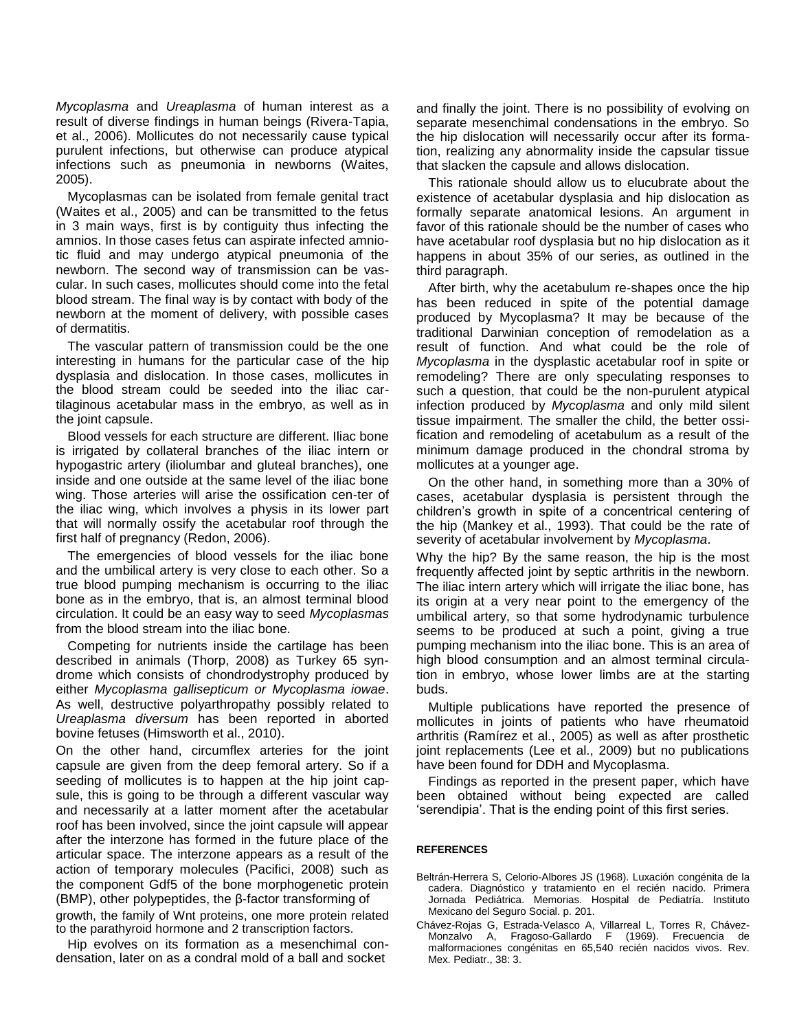*Mycoplasma* and *Ureaplasma* of human interest as a result of diverse findings in human beings (Rivera-Tapia, et al., 2006). Mollicutes do not necessarily cause typical purulent infections, but otherwise can produce atypical infections such as pneumonia in newborns (Waites, 2005).

Mycoplasmas can be isolated from female genital tract (Waites et al., 2005) and can be transmitted to the fetus in 3 main ways, first is by contiguity thus infecting the amnios. In those cases fetus can aspirate infected amniotic fluid and may undergo atypical pneumonia of the newborn. The second way of transmission can be vascular. In such cases, mollicutes should come into the fetal blood stream. The final way is by contact with body of the newborn at the moment of delivery, with possible cases of dermatitis.

The vascular pattern of transmission could be the one interesting in humans for the particular case of the hip dysplasia and dislocation. In those cases, mollicutes in the blood stream could be seeded into the iliac cartilaginous acetabular mass in the embryo, as well as in the joint capsule.

Blood vessels for each structure are different. Iliac bone is irrigated by collateral branches of the iliac intern or hypogastric artery (iliolumbar and gluteal branches), one inside and one outside at the same level of the iliac bone wing. Those arteries will arise the ossification cen-ter of the iliac wing, which involves a physis in its lower part that will normally ossify the acetabular roof through the first half of pregnancy (Redon, 2006).

The emergencies of blood vessels for the iliac bone and the umbilical artery is very close to each other. So a true blood pumping mechanism is occurring to the iliac bone as in the embryo, that is, an almost terminal blood circulation. It could be an easy way to seed *Mycoplasmas* from the blood stream into the iliac bone.

Competing for nutrients inside the cartilage has been described in animals (Thorp, 2008) as Turkey 65 syndrome which consists of chondrodystrophy produced by either *Mycoplasma gallisepticum or Mycoplasma iowae*. As well, destructive polyarthropathy possibly related to *Ureaplasma diversum* has been reported in aborted bovine fetuses (Himsworth et al., 2010).

On the other hand, circumflex arteries for the joint capsule are given from the deep femoral artery. So if a seeding of mollicutes is to happen at the hip joint capsule, this is going to be through a different vascular way and necessarily at a latter moment after the acetabular roof has been involved, since the joint capsule will appear after the interzone has formed in the future place of the articular space. The interzone appears as a result of the action of temporary molecules (Pacifici, 2008) such as the component Gdf5 of the bone morphogenetic protein (BMP), other polypeptides, the β-factor transforming of growth, the family of Wnt proteins, one more protein related to the parathyroid hormone and 2 transcription factors.

Hip evolves on its formation as a mesenchimal condensation, later on as a condral mold of a ball and socket and finally the joint. There is no possibility of evolving on separate mesenchimal condensations in the embryo. So the hip dislocation will necessarily occur after its formation, realizing any abnormality inside the capsular tissue that slacken the capsule and allows dislocation.

This rationale should allow us to elucubrate about the existence of acetabular dysplasia and hip dislocation as formally separate anatomical lesions. An argument in favor of this rationale should be the number of cases who have acetabular roof dysplasia but no hip dislocation as it happens in about 35% of our series, as outlined in the third paragraph.

After birth, why the acetabulum re-shapes once the hip has been reduced in spite of the potential damage produced by Mycoplasma? It may be because of the traditional Darwinian conception of remodelation as a result of function. And what could be the role of *Mycoplasma* in the dysplastic acetabular roof in spite or remodeling? There are only speculating responses to such a question, that could be the non-purulent atypical infection produced by *Mycoplasma* and only mild silent tissue impairment. The smaller the child, the better ossification and remodeling of acetabulum as a result of the minimum damage produced in the chondral stroma by mollicutes at a younger age.

On the other hand, in something more than a 30% of cases, acetabular dysplasia is persistent through the children's growth in spite of a concentrical centering of the hip (Mankey et al., 1993). That could be the rate of severity of acetabular involvement by *Mycoplasma*.

Why the hip? By the same reason, the hip is the most frequently affected joint by septic arthritis in the newborn. The iliac intern artery which will irrigate the iliac bone, has its origin at a very near point to the emergency of the umbilical artery, so that some hydrodynamic turbulence seems to be produced at such a point, giving a true pumping mechanism into the iliac bone. This is an area of high blood consumption and an almost terminal circulation in embryo, whose lower limbs are at the starting buds.

Multiple publications have reported the presence of mollicutes in joints of patients who have rheumatoid arthritis (Ramírez et al., 2005) as well as after prosthetic joint replacements (Lee et al., 2009) but no publications have been found for DDH and Mycoplasma.

Findings as reported in the present paper, which have been obtained without being expected are called 'serendipia'. That is the ending point of this first series.

**REFERENCES**

Beltrán-Herrera S, Celorio-Albores JS (1968). Luxación congénita de la cadera. Diagnóstico y tratamiento en el recién nacido. Primera Jornada Pediátrica. Memorias. Hospital de Pediatría. Instituto Mexicano del Seguro Social. p. 201.

Chávez-Rojas G, Estrada-Velasco A, Villarreal L, Torres R, Chávez-Monzalvo A, Fragoso-Gallardo F (1969). Frecuencia de malformaciones congénitas en 65,540 recién nacidos vivos. Rev. Mex. Pediatr., 38: 3.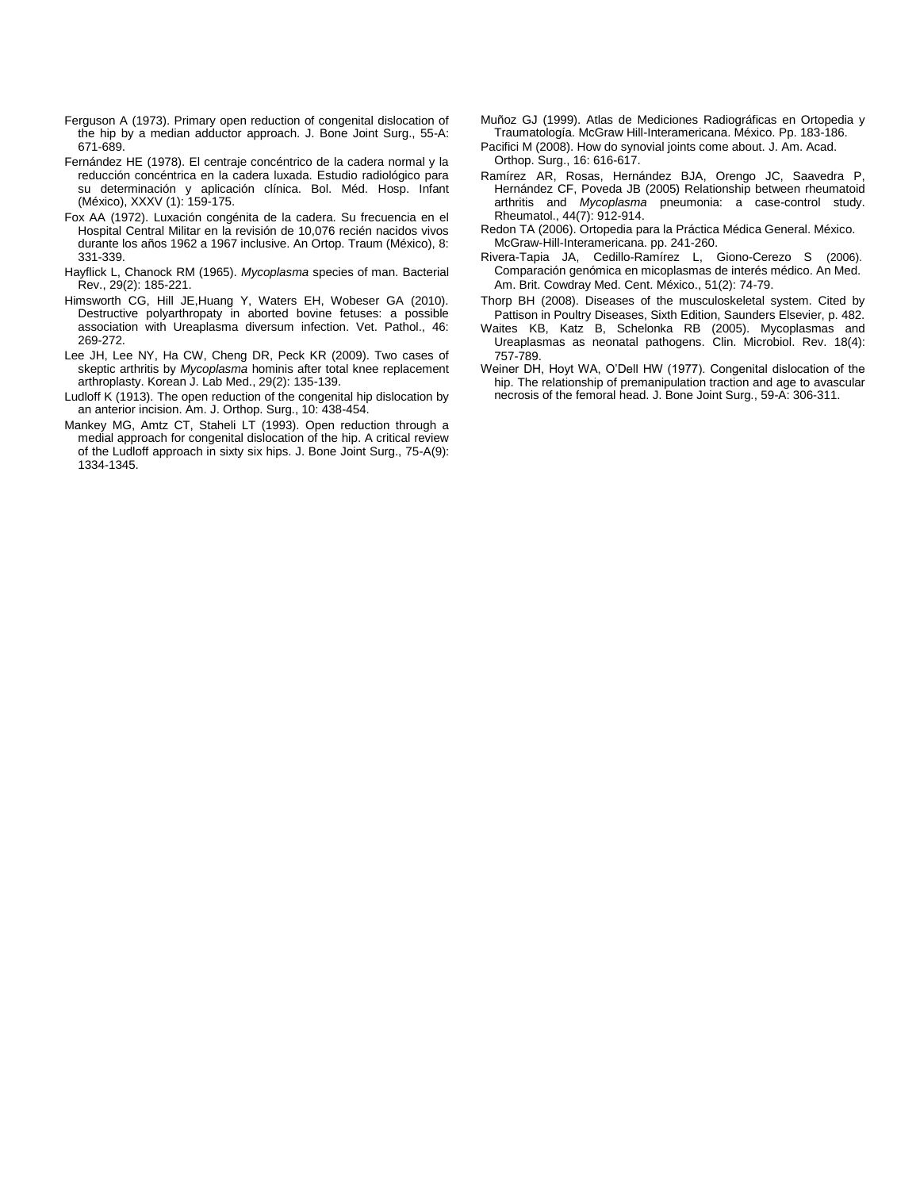Ferguson A (1973). Primary open reduction of congenital dislocation of the hip by a median adductor approach. J. Bone Joint Surg., 55-A: 671-689.

Fernández HE (1978). El centraje concéntrico de la cadera normal y la reducción concéntrica en la cadera luxada. Estudio radiológico para su determinación y aplicación clínica. Bol. Méd. Hosp. Infant (México), XXXV (1): 159-175.

Fox AA (1972). Luxación congénita de la cadera. Su frecuencia en el Hospital Central Militar en la revisión de 10,076 recién nacidos vivos durante los años 1962 a 1967 inclusive. An Ortop. Traum (México), 8: 331-339.

Hayflick L, Chanock RM (1965). *Mycoplasma* species of man. Bacterial Rev., 29(2): 185-221.

Himsworth CG, Hill JE,Huang Y, Waters EH, Wobeser GA (2010). Destructive polyarthropaty in aborted bovine fetuses: a possible association with Ureaplasma diversum infection. Vet. Pathol., 46: 269-272.

Lee JH, Lee NY, Ha CW, Cheng DR, Peck KR (2009). Two cases of skeptic arthritis by *Mycoplasma* hominis after total knee replacement arthroplasty. Korean J. Lab Med., 29(2): 135-139.

Ludloff K (1913). The open reduction of the congenital hip dislocation by an anterior incision. Am. J. Orthop. Surg., 10: 438-454.

Mankey MG, Amtz CT, Staheli LT (1993). Open reduction through a medial approach for congenital dislocation of the hip. A critical review of the Ludloff approach in sixty six hips. J. Bone Joint Surg., 75-A(9): 1334-1345.

Muñoz GJ (1999). Atlas de Mediciones Radiográficas en Ortopedia y Traumatología. McGraw Hill-Interamericana. México. Pp. 183-186.

Pacifici M (2008). How do synovial joints come about. J. Am. Acad. Orthop. Surg., 16: 616-617.

Ramírez AR, Rosas, Hernández BJA, Orengo JC, Saavedra P, Hernández CF, Poveda JB (2005) Relationship between rheumatoid arthritis and *Mycoplasma* pneumonia: a case-control study. Rheumatol., 44(7): 912-914.

Redon TA (2006). Ortopedia para la Práctica Médica General. México. McGraw-Hill-Interamericana. pp. 241-260.

Rivera-Tapia JA, Cedillo-Ramírez L, Giono-Cerezo S (2006). Comparación genómica en micoplasmas de interés médico. An Med. Am. Brit. Cowdray Med. Cent. México., 51(2): 74-79.

Thorp BH (2008). Diseases of the musculoskeletal system. Cited by Pattison in Poultry Diseases, Sixth Edition, Saunders Elsevier, p. 482.

Waites KB, Katz B, Schelonka RB (2005). Mycoplasmas and Ureaplasmas as neonatal pathogens. Clin. Microbiol. Rev. 18(4): 757-789.

Weiner DH, Hoyt WA, O'Dell HW (1977). Congenital dislocation of the hip. The relationship of premanipulation traction and age to avascular necrosis of the femoral head. J. Bone Joint Surg., 59-A: 306-311.